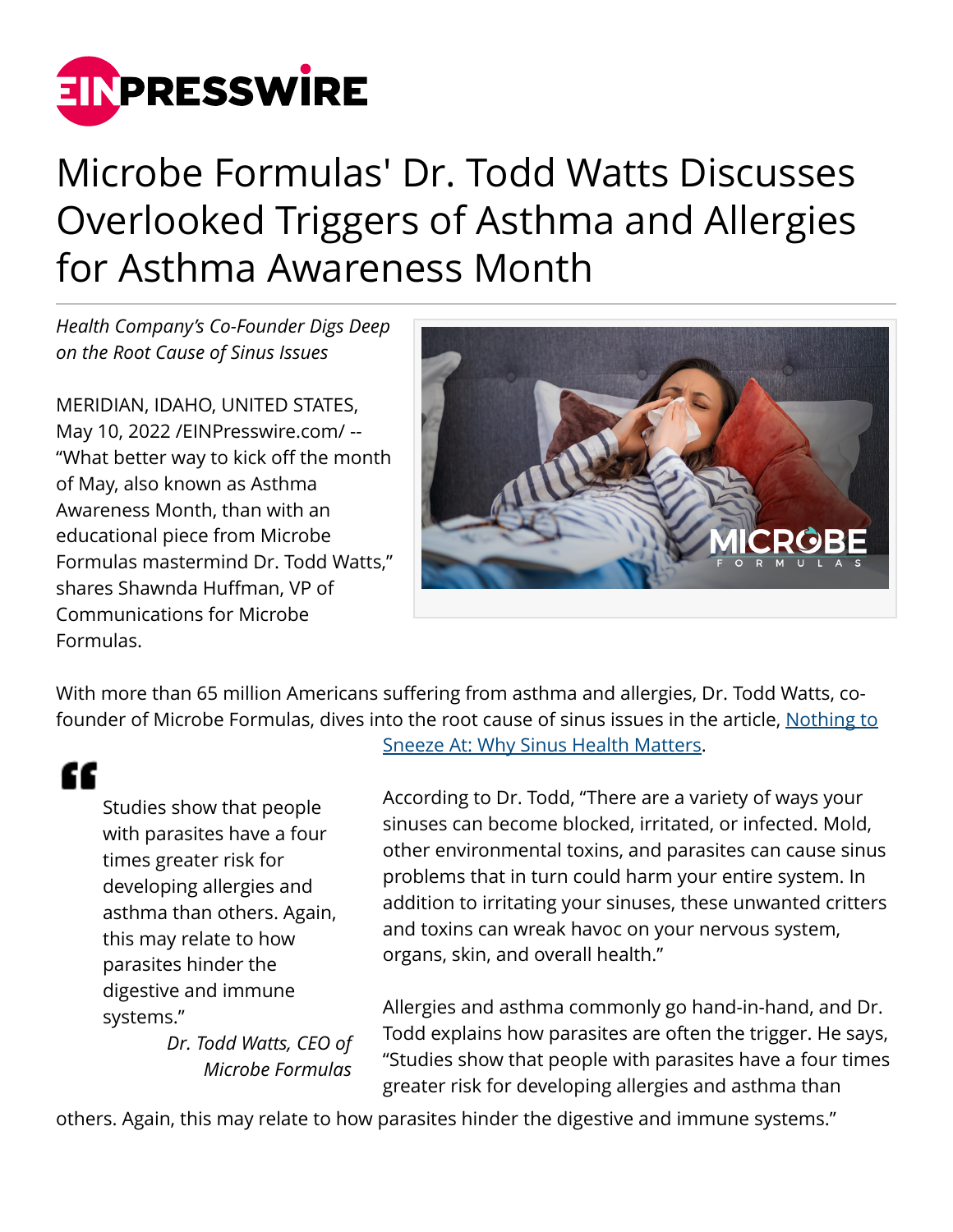# Microbe Formulas' Dr. Todd Watts Discusses Overlooked Triggers of Asthma and Allergies for Asthma Awareness Month

*Health Company's Co-Founder Digs Deep on the Root Cause of Sinus Issues*

MERIDIAN, IDAHO, UNITED STATES, May 10, 2022 /EINPresswire.com/ -- "What better way to kick off the month of May, also known as Asthma Awareness Month, than with an educational piece from Microbe Formulas mastermind Dr. Todd Watts," shares Shawnda Huffman, VP of Communications for Microbe Formulas.

With more than 65 million Americans suffering from asthma and allergies, Dr. Todd Watts, co-founder of Microbe Formulas, dives into the root cause of sinus issues in the article, [Nothing to Sneeze At: Why Sinus Health Matters](#).

> "Studies show that people with parasites have a four times greater risk for developing allergies and asthma than others. Again, this may relate to how parasites hinder the digestive and immune systems."
>
> *Dr. Todd Watts, CEO of Microbe Formulas*

According to Dr. Todd, "There are a variety of ways your sinuses can become blocked, irritated, or infected. Mold, other environmental toxins, and parasites can cause sinus problems that in turn could harm your entire system. In addition to irritating your sinuses, these unwanted critters and toxins can wreak havoc on your nervous system, organs, skin, and overall health."

Allergies and asthma commonly go hand-in-hand, and Dr. Todd explains how parasites are often the trigger. He says, "Studies show that people with parasites have a four times greater risk for developing allergies and asthma than others. Again, this may relate to how parasites hinder the digestive and immune systems."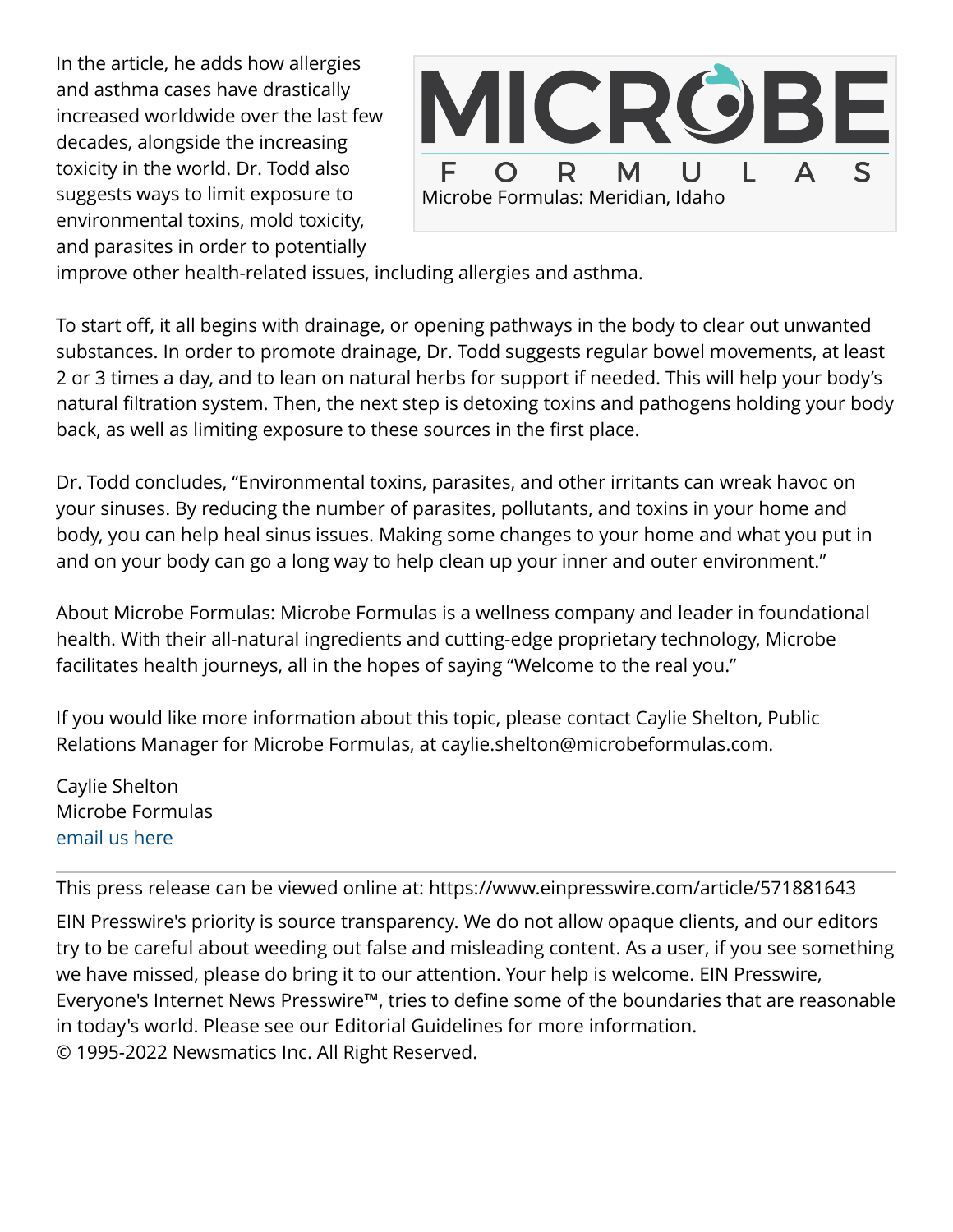In the article, he adds how allergies and asthma cases have drastically increased worldwide over the last few decades, alongside the increasing toxicity in the world. Dr. Todd also suggests ways to limit exposure to environmental toxins, mold toxicity, and parasites in order to potentially improve other health-related issues, including allergies and asthma.

Microbe Formulas: Meridian, Idaho

To start off, it all begins with drainage, or opening pathways in the body to clear out unwanted substances. In order to promote drainage, Dr. Todd suggests regular bowel movements, at least 2 or 3 times a day, and to lean on natural herbs for support if needed. This will help your body's natural filtration system. Then, the next step is detoxing toxins and pathogens holding your body back, as well as limiting exposure to these sources in the first place.

Dr. Todd concludes, "Environmental toxins, parasites, and other irritants can wreak havoc on your sinuses. By reducing the number of parasites, pollutants, and toxins in your home and body, you can help heal sinus issues. Making some changes to your home and what you put in and on your body can go a long way to help clean up your inner and outer environment."

About Microbe Formulas: Microbe Formulas is a wellness company and leader in foundational health. With their all-natural ingredients and cutting-edge proprietary technology, Microbe facilitates health journeys, all in the hopes of saying "Welcome to the real you."

If you would like more information about this topic, please contact Caylie Shelton, Public Relations Manager for Microbe Formulas, at caylie.shelton@microbeformulas.com.

Caylie Shelton
Microbe Formulas
email us here

---

This press release can be viewed online at: https://www.einpresswire.com/article/571881643

EIN Presswire's priority is source transparency. We do not allow opaque clients, and our editors try to be careful about weeding out false and misleading content. As a user, if you see something we have missed, please do bring it to our attention. Your help is welcome. EIN Presswire, Everyone's Internet News Presswire™, tries to define some of the boundaries that are reasonable in today's world. Please see our Editorial Guidelines for more information.
© 1995-2022 Newsmatics Inc. All Right Reserved.